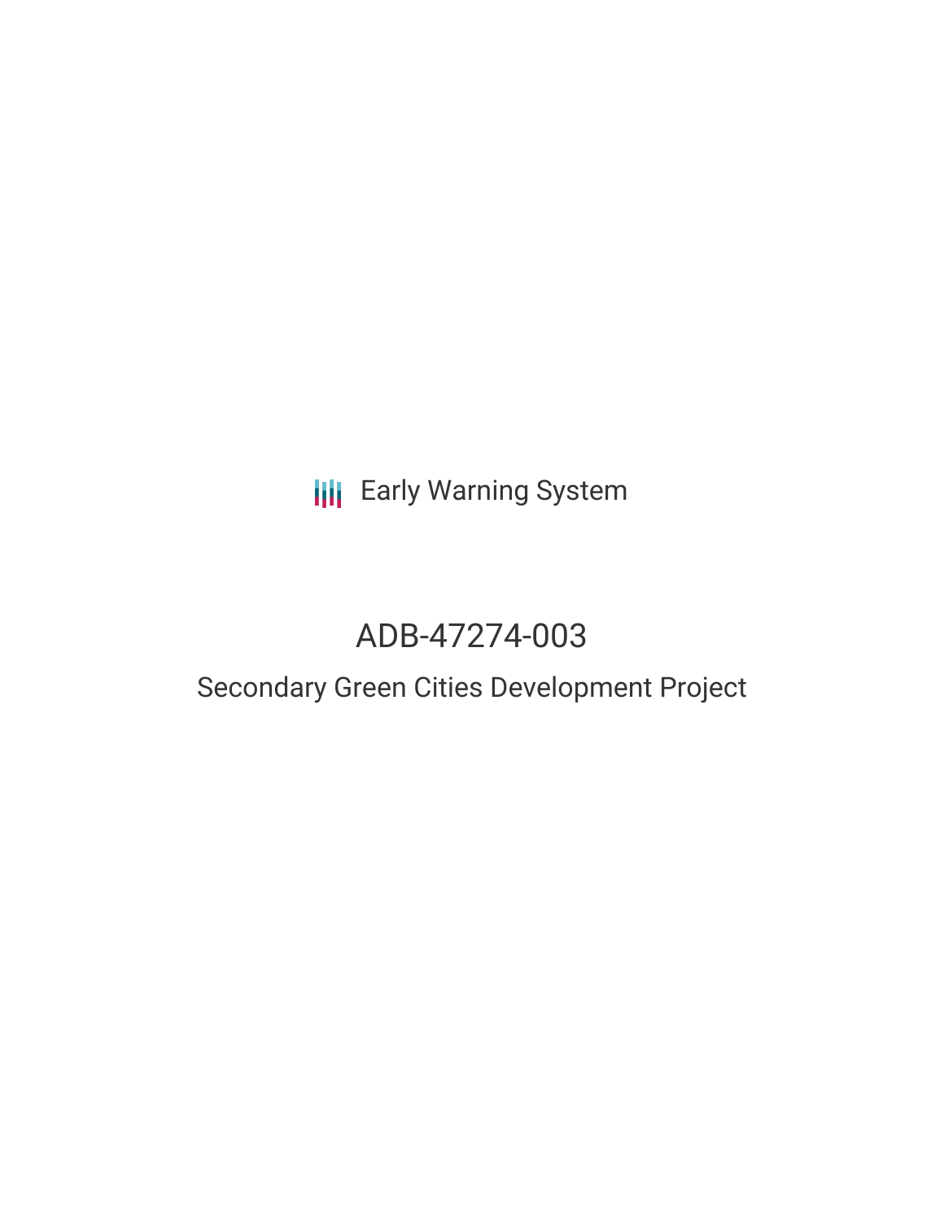Early Warning System

# ADB-47274-003

## Secondary Green Cities Development Project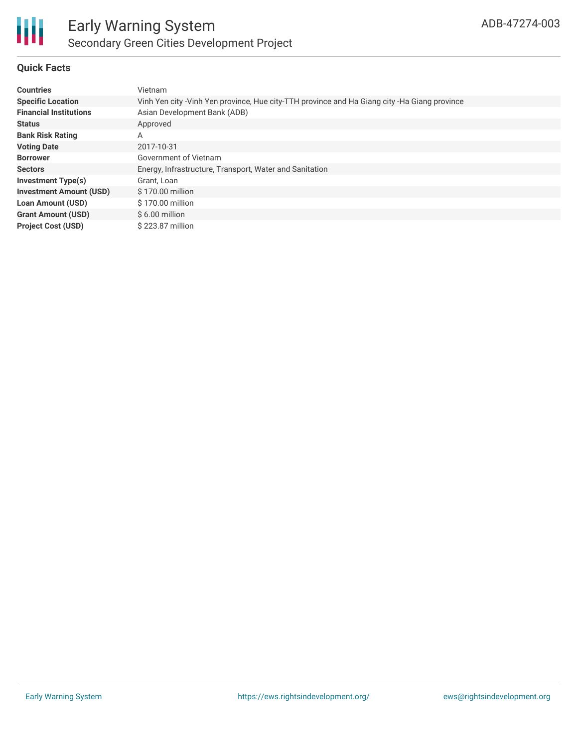## Quick Facts

| | |
|---|---|
| **Countries** | Vietnam |
| **Specific Location** | Vinh Yen city -Vinh Yen province, Hue city-TTH province and Ha Giang city -Ha Giang province |
| **Financial Institutions** | Asian Development Bank (ADB) |
| **Status** | Approved |
| **Bank Risk Rating** | A |
| **Voting Date** | 2017-10-31 |
| **Borrower** | Government of Vietnam |
| **Sectors** | Energy, Infrastructure, Transport, Water and Sanitation |
| **Investment Type(s)** | Grant, Loan |
| **Investment Amount (USD)** | $ 170.00 million |
| **Loan Amount (USD)** | $ 170.00 million |
| **Grant Amount (USD)** | $ 6.00 million |
| **Project Cost (USD)** | $ 223.87 million |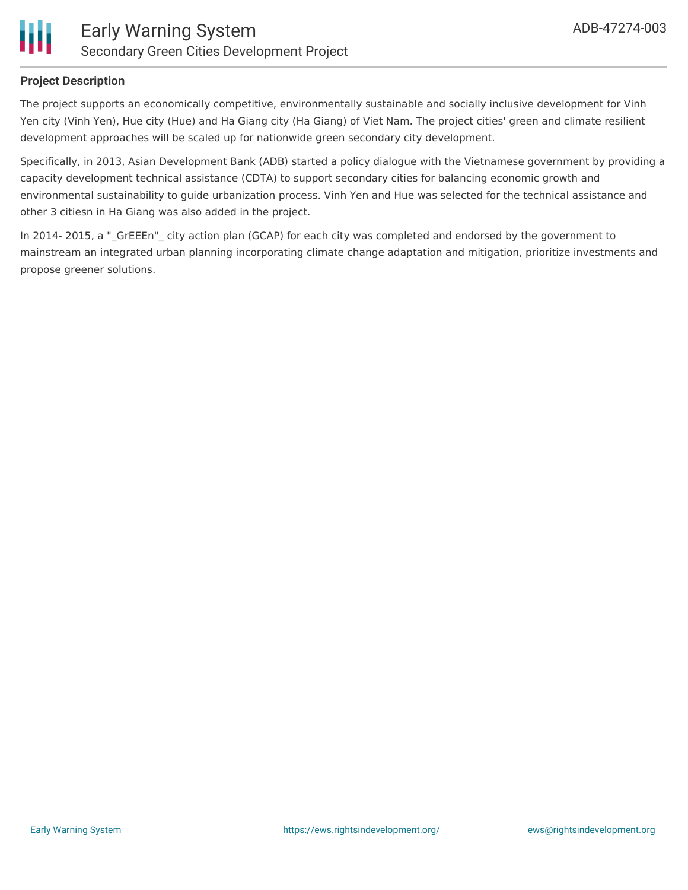**Project Description**

The project supports an economically competitive, environmentally sustainable and socially inclusive development for Vinh Yen city (Vinh Yen), Hue city (Hue) and Ha Giang city (Ha Giang) of Viet Nam. The project cities' green and climate resilient development approaches will be scaled up for nationwide green secondary city development.

Specifically, in 2013, Asian Development Bank (ADB) started a policy dialogue with the Vietnamese government by providing a capacity development technical assistance (CDTA) to support secondary cities for balancing economic growth and environmental sustainability to guide urbanization process. Vinh Yen and Hue was selected for the technical assistance and other 3 citiesn in Ha Giang was also added in the project.

In 2014- 2015, a "_GrEEEn"_ city action plan (GCAP) for each city was completed and endorsed by the government to mainstream an integrated urban planning incorporating climate change adaptation and mitigation, prioritize investments and propose greener solutions.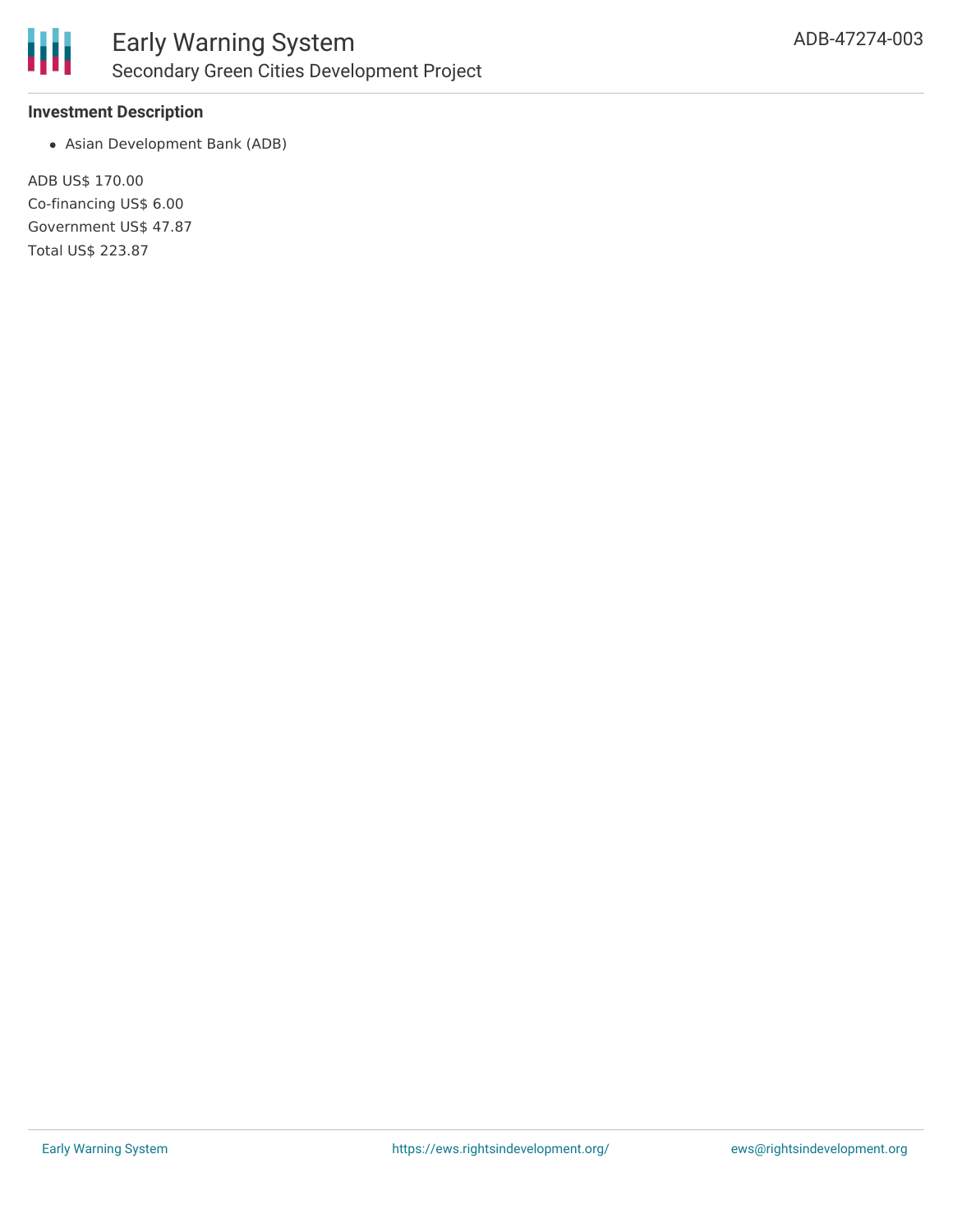### Investment Description

- Asian Development Bank (ADB)

ADB US$ 170.00
Co-financing US$ 6.00
Government US$ 47.87
Total US$ 223.87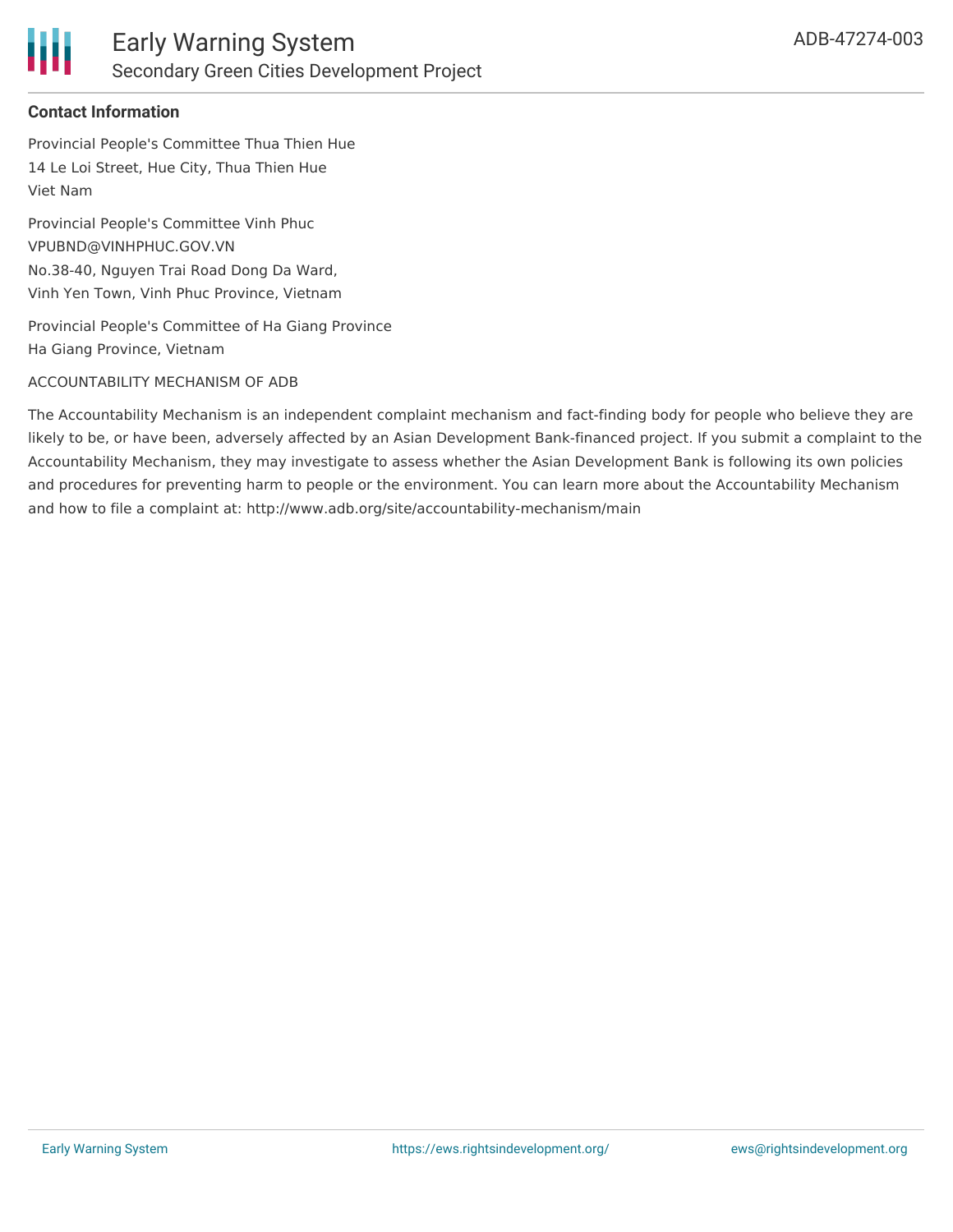**Contact Information**

Provincial People's Committee Thua Thien Hue
14 Le Loi Street, Hue City, Thua Thien Hue
Viet Nam

Provincial People's Committee Vinh Phuc
VPUBND@VINHPHUC.GOV.VN
No.38-40, Nguyen Trai Road Dong Da Ward,
Vinh Yen Town, Vinh Phuc Province, Vietnam

Provincial People's Committee of Ha Giang Province
Ha Giang Province, Vietnam

ACCOUNTABILITY MECHANISM OF ADB

The Accountability Mechanism is an independent complaint mechanism and fact-finding body for people who believe they are likely to be, or have been, adversely affected by an Asian Development Bank-financed project. If you submit a complaint to the Accountability Mechanism, they may investigate to assess whether the Asian Development Bank is following its own policies and procedures for preventing harm to people or the environment. You can learn more about the Accountability Mechanism and how to file a complaint at: http://www.adb.org/site/accountability-mechanism/main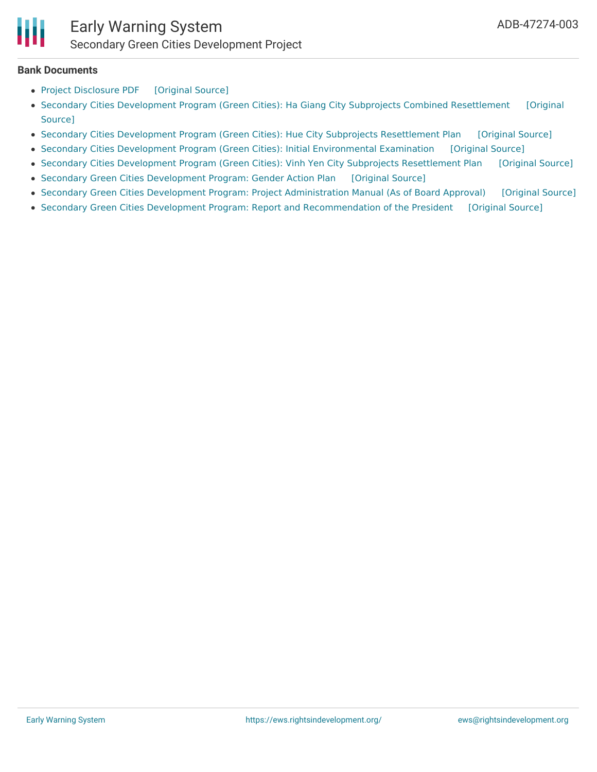### Bank Documents

- Project Disclosure PDF [Original Source]
- Secondary Cities Development Program (Green Cities): Ha Giang City Subprojects Combined Resettlement [Original Source]
- Secondary Cities Development Program (Green Cities): Hue City Subprojects Resettlement Plan [Original Source]
- Secondary Cities Development Program (Green Cities): Initial Environmental Examination [Original Source]
- Secondary Cities Development Program (Green Cities): Vinh Yen City Subprojects Resettlement Plan [Original Source]
- Secondary Green Cities Development Program: Gender Action Plan [Original Source]
- Secondary Green Cities Development Program: Project Administration Manual (As of Board Approval) [Original Source]
- Secondary Green Cities Development Program: Report and Recommendation of the President [Original Source]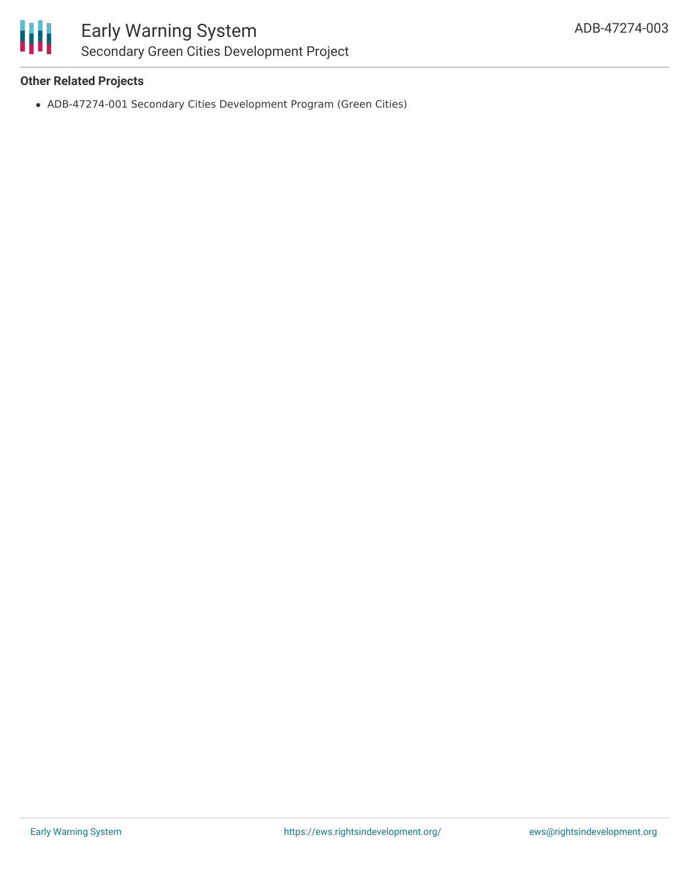**Other Related Projects**

- ADB-47274-001 Secondary Cities Development Program (Green Cities)